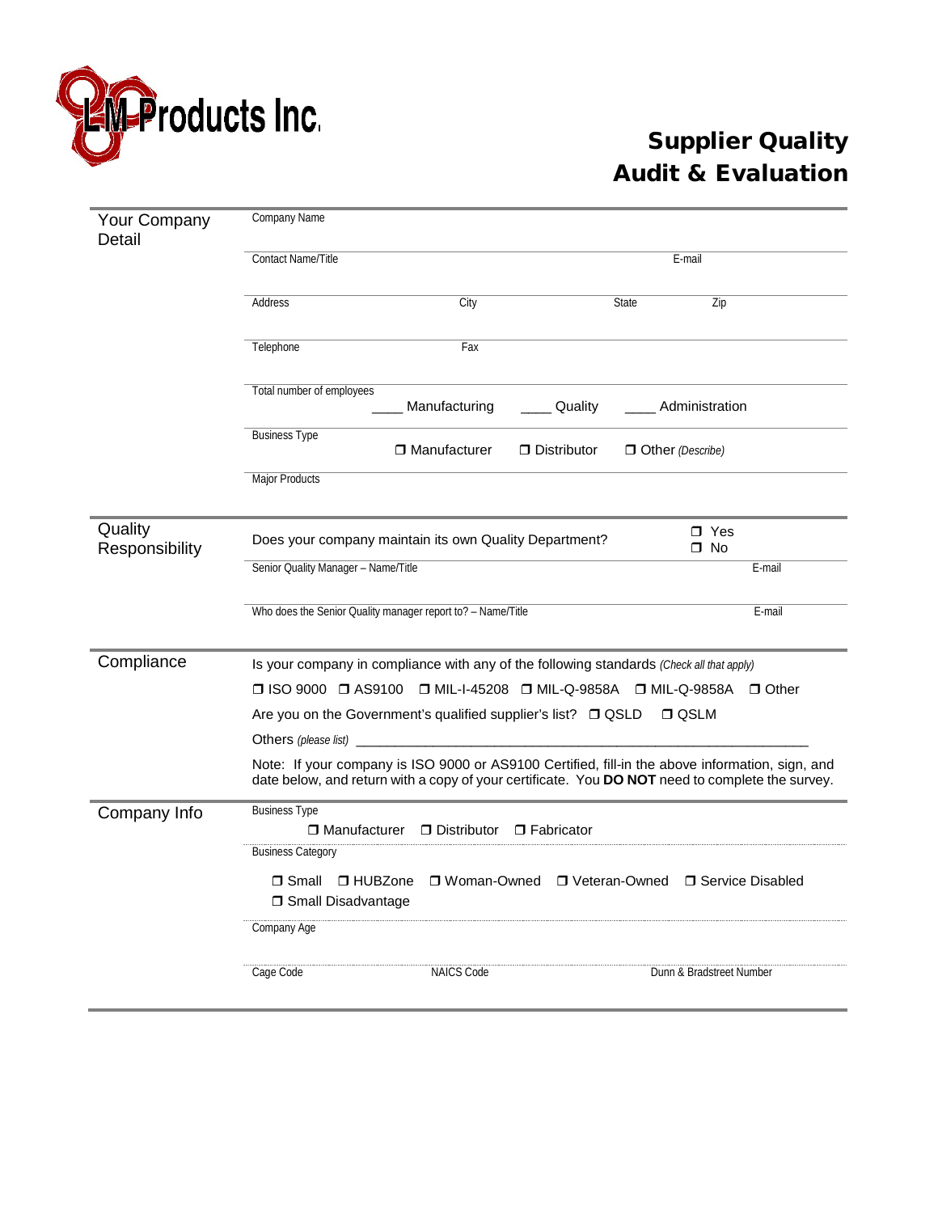LM Products Inc.

# Supplier Quality Audit & Evaluation

## Your Company Detail

Company Name

Contact Name/Title | E-mail

Address | City | State | Zip

Telephone | Fax

Total number of employees

____ Manufacturing ____ Quality ____ Administration

Business Type

❒ Manufacturer ❒ Distributor ❒ Other *(Describe)*

Major Products

## Quality Responsibility

Does your company maintain its own Quality Department? ❒ Yes ❒ No

Senior Quality Manager – Name/Title | E-mail

Who does the Senior Quality manager report to? – Name/Title | E-mail

## Compliance

Is your company in compliance with any of the following standards *(Check all that apply)*

❒ ISO 9000 ❒ AS9100 ❒ MIL-I-45208 ❒ MIL-Q-9858A ❒ MIL-Q-9858A ❒ Other

Are you on the Government's qualified supplier's list? ❒ QSLD ❒ QSLM

Others *(please list)* ___________________________________________________________

Note: If your company is ISO 9000 or AS9100 Certified, fill-in the above information, sign, and date below, and return with a copy of your certificate. You **DO NOT** need to complete the survey.

## Company Info

Business Type

❒ Manufacturer ❒ Distributor ❒ Fabricator

Business Category

❒ Small ❒ HUBZone ❒ Woman-Owned ❒ Veteran-Owned ❒ Service Disabled
❒ Small Disadvantage

Company Age

Cage Code | NAICS Code | Dunn & Bradstreet Number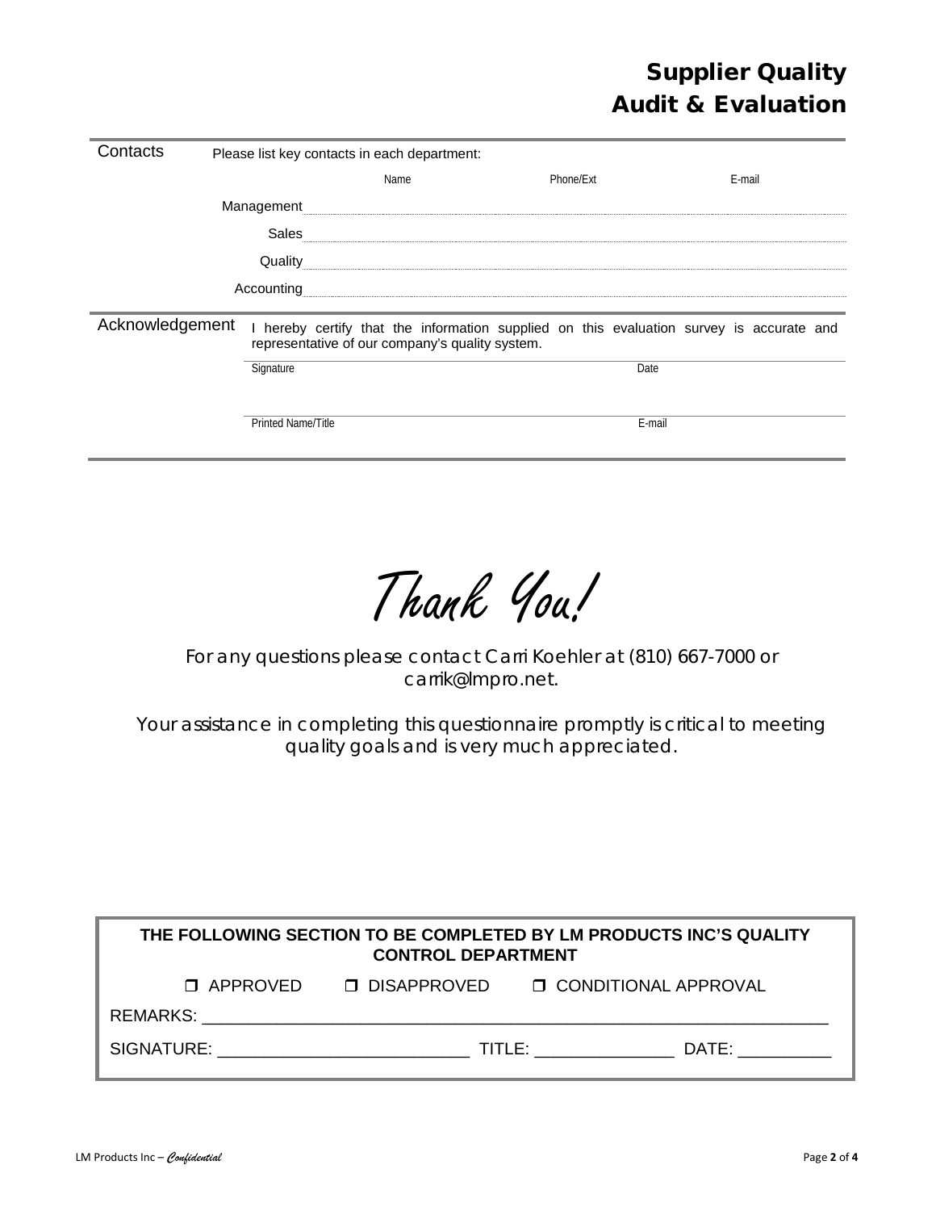# Supplier Quality Audit & Evaluation

**Contacts**

Please list key contacts in each department:

| | Name | Phone/Ext | E-mail |
|---|---|---|---|
| Management | | | |
| Sales | | | |
| Quality | | | |
| Accounting | | | |

**Acknowledgement**

I hereby certify that the information supplied on this evaluation survey is accurate and representative of our company's quality system.

| Signature | Date |
|---|---|
| | |
| **Printed Name/Title** | **E-mail** |
| | |

*Thank You!*

For any questions please contact Carri Koehler at (810) 667-7000 or carrik@lmpro.net.

Your assistance in completing this questionnaire promptly is critical to meeting quality goals and is very much appreciated.

**THE FOLLOWING SECTION TO BE COMPLETED BY LM PRODUCTS INC'S QUALITY CONTROL DEPARTMENT**

❒ APPROVED ❒ DISAPPROVED ❒ CONDITIONAL APPROVAL

REMARKS: ____________________________________________________________________

SIGNATURE: __________________________ TITLE: _______________ DATE: __________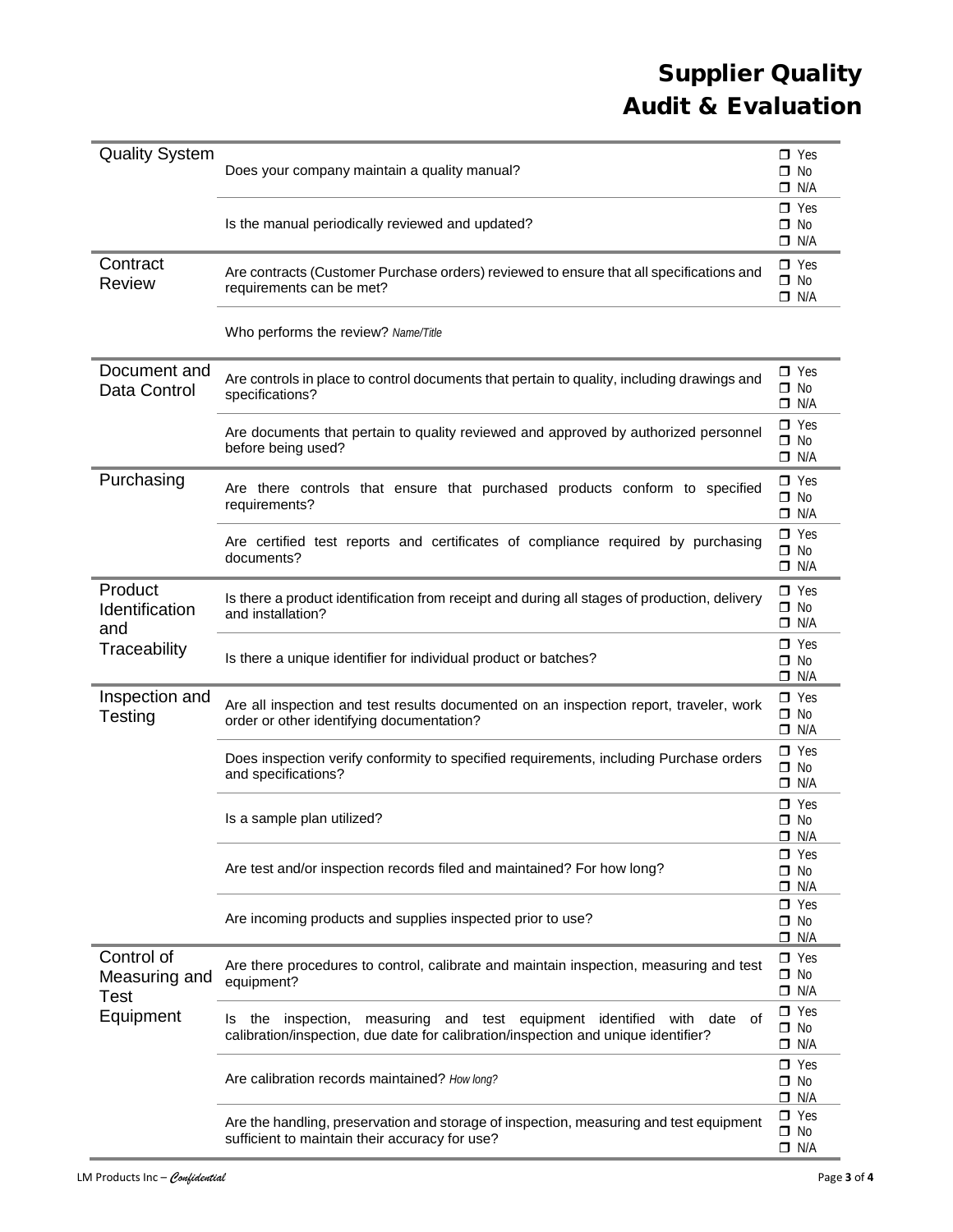# Supplier Quality Audit & Evaluation

| | | |
|---|---|---|
| Quality System | Does your company maintain a quality manual? | ☐ Yes ☐ No ☐ N/A |
| | Is the manual periodically reviewed and updated? | ☐ Yes ☐ No ☐ N/A |
| Contract Review | Are contracts (Customer Purchase orders) reviewed to ensure that all specifications and requirements can be met? | ☐ Yes ☐ No ☐ N/A |
| | Who performs the review? *Name/Title* | |
| Document and Data Control | Are controls in place to control documents that pertain to quality, including drawings and specifications? | ☐ Yes ☐ No ☐ N/A |
| | Are documents that pertain to quality reviewed and approved by authorized personnel before being used? | ☐ Yes ☐ No ☐ N/A |
| Purchasing | Are there controls that ensure that purchased products conform to specified requirements? | ☐ Yes ☐ No ☐ N/A |
| | Are certified test reports and certificates of compliance required by purchasing documents? | ☐ Yes ☐ No ☐ N/A |
| Product Identification and Traceability | Is there a product identification from receipt and during all stages of production, delivery and installation? | ☐ Yes ☐ No ☐ N/A |
| | Is there a unique identifier for individual product or batches? | ☐ Yes ☐ No ☐ N/A |
| Inspection and Testing | Are all inspection and test results documented on an inspection report, traveler, work order or other identifying documentation? | ☐ Yes ☐ No ☐ N/A |
| | Does inspection verify conformity to specified requirements, including Purchase orders and specifications? | ☐ Yes ☐ No ☐ N/A |
| | Is a sample plan utilized? | ☐ Yes ☐ No ☐ N/A |
| | Are test and/or inspection records filed and maintained? For how long? | ☐ Yes ☐ No ☐ N/A |
| | Are incoming products and supplies inspected prior to use? | ☐ Yes ☐ No ☐ N/A |
| Control of Measuring and Test Equipment | Are there procedures to control, calibrate and maintain inspection, measuring and test equipment? | ☐ Yes ☐ No ☐ N/A |
| | Is the inspection, measuring and test equipment identified with date of calibration/inspection, due date for calibration/inspection and unique identifier? | ☐ Yes ☐ No ☐ N/A |
| | Are calibration records maintained? *How long?* | ☐ Yes ☐ No ☐ N/A |
| | Are the handling, preservation and storage of inspection, measuring and test equipment sufficient to maintain their accuracy for use? | ☐ Yes ☐ No ☐ N/A |

LM Products Inc – *Confidential*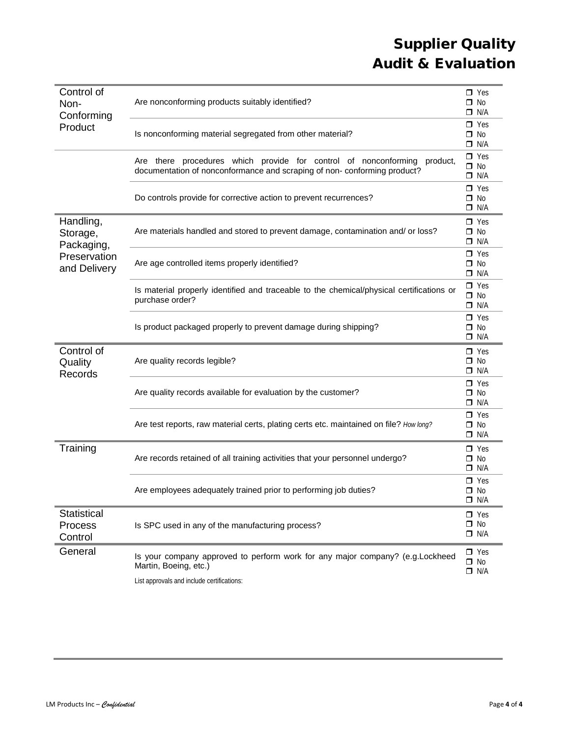# Supplier Quality Audit & Evaluation

| | | |
|---|---|---|
| Control of Non-Conforming Product | Are nonconforming products suitably identified? | ☐ Yes ☐ No ☐ N/A |
| | Is nonconforming material segregated from other material? | ☐ Yes ☐ No ☐ N/A |
| | Are there procedures which provide for control of nonconforming product, documentation of nonconformance and scraping of non- conforming product? | ☐ Yes ☐ No ☐ N/A |
| | Do controls provide for corrective action to prevent recurrences? | ☐ Yes ☐ No ☐ N/A |
| Handling, Storage, Packaging, Preservation and Delivery | Are materials handled and stored to prevent damage, contamination and/ or loss? | ☐ Yes ☐ No ☐ N/A |
| | Are age controlled items properly identified? | ☐ Yes ☐ No ☐ N/A |
| | Is material properly identified and traceable to the chemical/physical certifications or purchase order? | ☐ Yes ☐ No ☐ N/A |
| | Is product packaged properly to prevent damage during shipping? | ☐ Yes ☐ No ☐ N/A |
| Control of Quality Records | Are quality records legible? | ☐ Yes ☐ No ☐ N/A |
| | Are quality records available for evaluation by the customer? | ☐ Yes ☐ No ☐ N/A |
| | Are test reports, raw material certs, plating certs etc. maintained on file? *How long?* | ☐ Yes ☐ No ☐ N/A |
| Training | Are records retained of all training activities that your personnel undergo? | ☐ Yes ☐ No ☐ N/A |
| | Are employees adequately trained prior to performing job duties? | ☐ Yes ☐ No ☐ N/A |
| Statistical Process Control | Is SPC used in any of the manufacturing process? | ☐ Yes ☐ No ☐ N/A |
| General | Is your company approved to perform work for any major company? (e.g.Lockheed Martin, Boeing, etc.)<br>List approvals and include certifications: | ☐ Yes ☐ No ☐ N/A |

LM Products Inc – *Confidential*